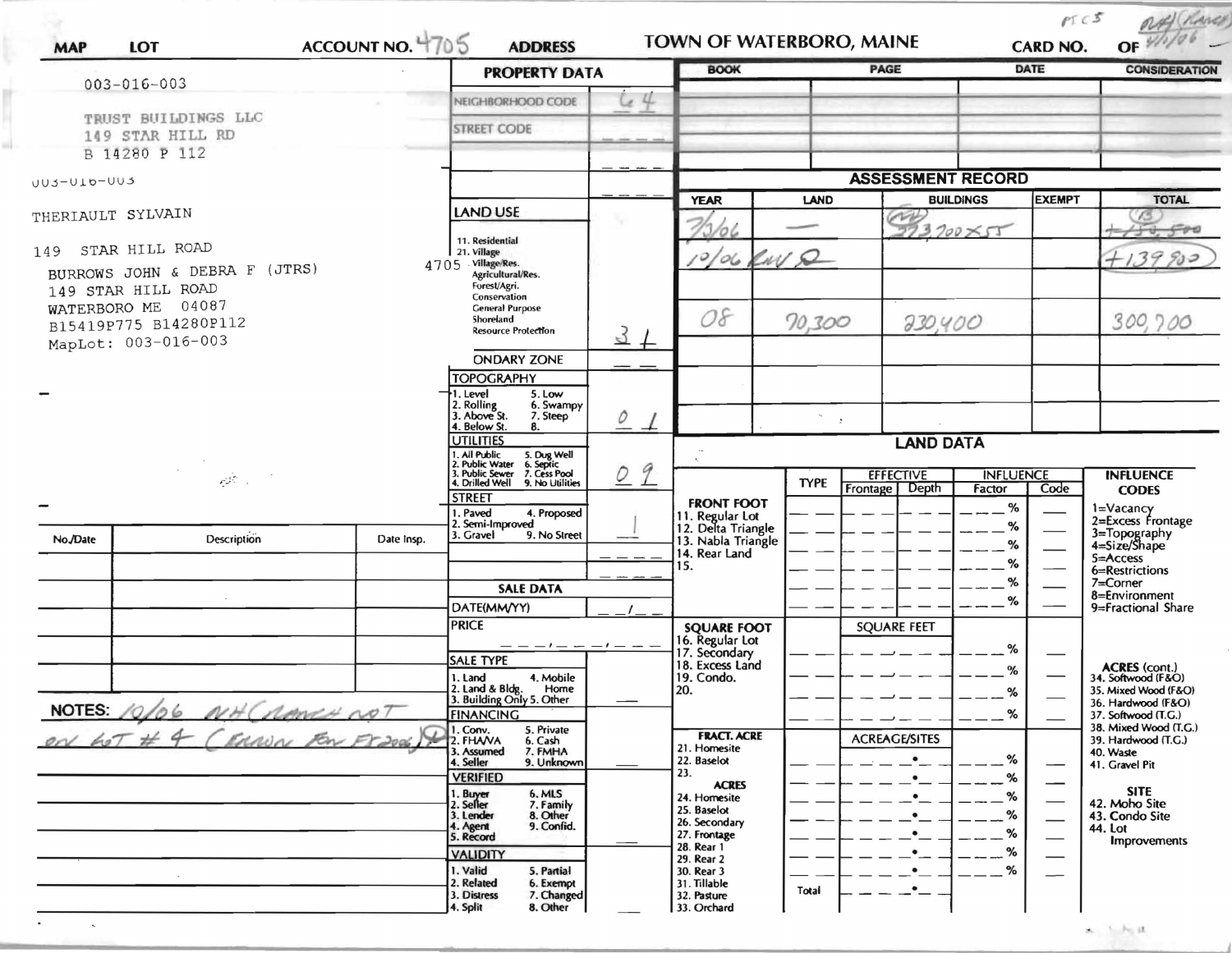PTCS

MAP | LOT | ACCOUNT NO. 4705 | ADDRESS | TOWN OF WATERBORO, MAINE | CARD NO. | OF

003-016-003

TRUST BUILDINGS LLC
149 STAR HILL RD
B 14280 P 112

003-016-003

THERIAULT SYLVAIN

149 STAR HILL ROAD
BURROWS JOHN & DEBRA F (JTRS) 4705
149 STAR HILL ROAD
WATERBORO ME 04087
B15419P775 B14280P112
MapLot: 003-016-003

## PROPERTY DATA

| Field | Value |
|---|---|
| NEIGHBORHOOD CODE | 64 |
| STREET CODE | |
| LAND USE (11. Residential, 21. Village, Village/Res., Agricultural/Res., Forest/Agri., Conservation, General Purpose, Shoreland, Resource Protection) | 31 |
| ONDARY ZONE | |
| TOPOGRAPHY (1. Level, 2. Rolling, 3. Above St., 4. Below St., 5. Low, 6. Swampy, 7. Steep, 8.) | 01 |
| UTILITIES (1. All Public, 2. Public Water, 3. Public Sewer, 4. Drilled Well, 5. Dug Well, 6. Septic, 7. Cess Pool, 9. No Utilities) | 09 |
| STREET (1. Paved, 2. Semi-Improved, 3. Gravel, 4. Proposed, 9. No Street) | 1 |

## SALE DATA

DATE(MM/YY)

PRICE

SALE TYPE: 1. Land, 2. Land & Bldg., 3. Building Only, 4. Mobile Home, 5. Other

FINANCING: 1. Conv., 2. FHA/VA, 3. Assumed, 4. Seller, 5. Private, 6. Cash, 7. FMHA, 9. Unknown

VERIFIED: 1. Buyer, 2. Seller, 3. Lender, 4. Agent, 5. Record, 6. MLS, 7. Family, 8. Other, 9. Confid.

VALIDITY: 1. Valid, 2. Related, 3. Distress, 4. Split, 5. Partial, 6. Exempt, 7. Changed, 8. Other

| BOOK | PAGE | DATE | CONSIDERATION |
|---|---|---|---|
| | | | |

## ASSESSMENT RECORD

| YEAR | LAND | BUILDINGS | EXEMPT | TOTAL |
|---|---|---|---|---|
| 7/3/06 | — | 273,700 x 55 | | + 150,500 |
| 10/06 RW | | | | +139,800 |
| 08 | 70,300 | 230,400 | | 300,700 |

## LAND DATA

| | TYPE | EFFECTIVE Frontage | EFFECTIVE Depth | INFLUENCE Factor | INFLUENCE Code |
|---|---|---|---|---|---|
| FRONT FOOT: 11. Regular Lot, 12. Delta Triangle, 13. Nabla Triangle, 14. Rear Land, 15. | | | | % | |
| SQUARE FOOT: 16. Regular Lot, 17. Secondary, 18. Excess Land, 19. Condo., 20. | | SQUARE FEET | | % | |
| FRACT. ACRE: 21. Homesite, 22. Baselot, 23. | | ACREAGE/SITES | | % | |
| ACRES: 24. Homesite, 25. Baselot, 26. Secondary, 27. Frontage, 28. Rear 1, 29. Rear 2, 30. Rear 3, 31. Tillable, 32. Pasture, 33. Orchard | Total | | | % | |

INFLUENCE CODES: 1=Vacancy, 2=Excess Frontage, 3=Topography, 4=Size/Shape, 5=Access, 6=Restrictions, 7=Corner, 8=Environment, 9=Fractional Share

ACRES (cont.): 34. Softwood (F&O), 35. Mixed Wood (F&O), 36. Hardwood (F&O), 37. Softwood (T.G.), 38. Mixed Wood (T.G.), 39. Hardwood (T.G.), 40. Waste, 41. Gravel Pit

SITE: 42. Moho Site, 43. Condo Site, 44. Lot Improvements

| No./Date | Description | Date Insp. |
|---|---|---|
| | | |

NOTES: 10/06 NH (Ranch) not on Lot # 4 (Drawn for FY2006)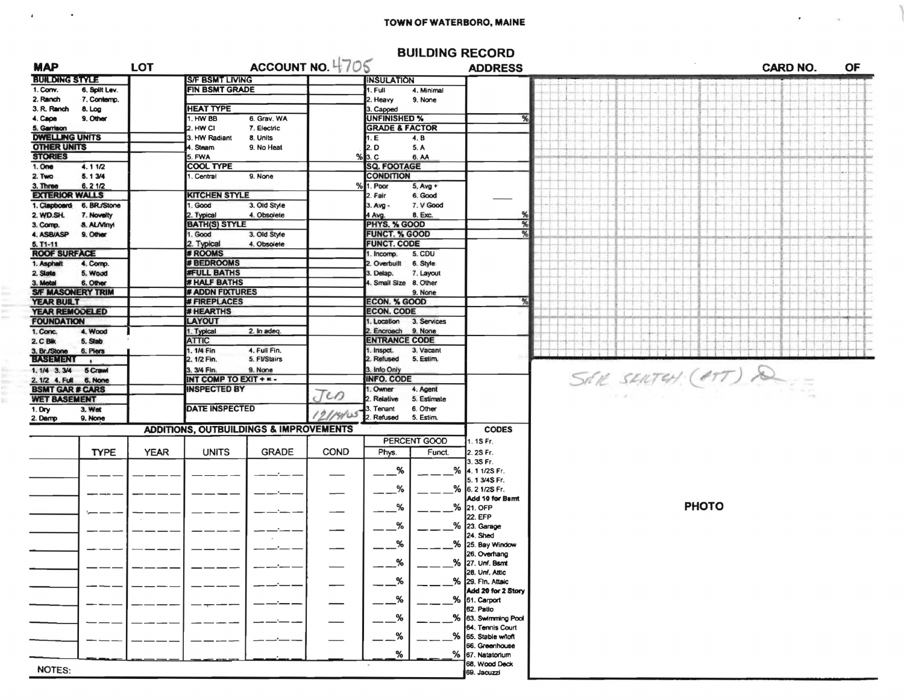# TOWN OF WATERBORO, MAINE

## BUILDING RECORD

**MAP** | **LOT** | **ACCOUNT NO.** 4705 | **ADDRESS** | **CARD NO.** | **OF**

| | | | | | |
|---|---|---|---|---|---|
| **BUILDING STYLE** 1. Conv. 6. Split Lev. 2. Ranch 7. Contemp. 3. R. Ranch 8. Log 4. Cape 9. Other 5. Garrison | | **S/F BSMT LIVING** | | **INSULATION** 1. Full 4. Minimal 2. Heavy 9. None 3. Capped | |
| **DWELLING UNITS** | | **FIN BSMT GRADE** | | **UNFINISHED %** | % |
| **OTHER UNITS** | | **HEAT TYPE** 1. HW BB 6. Grav. WA 2. HW CI 7. Electric 3. HW Radiant 8. Units 4. Steam 9. No Heat 5. FWA | % | **GRADE & FACTOR** 1. E 4. B 2. D 5. A 3. C 6. AA | |
| **STORIES** 1. One 4. 1 1/2 2. Two 5. 1 3/4 3. Three 6. 2 1/2 | | **COOL TYPE** 1. Central 9. None | % | **SQ. FOOTAGE** | |
| **EXTERIOR WALLS** 1. Clapboard 6. BR./Stone 2. WD.SH. 7. Novelty 3. Comp. 8. AL/Vinyl 4. ASB/ASP 9. Other 5. T1-11 | | **KITCHEN STYLE** 1. Good 3. Old Style 2. Typical 4. Obsolete | | **CONDITION** 1. Poor 5. Avg + 2. Fair 6. Good 3. Avg - 7. V Good 4 Avg. 8. Exc. | |
| | | **BATH(S) STYLE** 1. Good 3. Old Style 2. Typical 4. Obsolete | | **PHYS. % GOOD** | % |
| | | | | **FUNCT. % GOOD** | % |
| **ROOF SURFACE** 1. Asphalt 4. Comp. 2. Slate 5. Wood 3. Metal 6. Other | | **# ROOMS** | | **FUNCT. CODE** 1. Incomp. 5. CDU 2. Overbuilt 6. Style 3. Delap. 7. Layout 4. Small Size 8. Other 9. None | |
| | | **# BEDROOMS** | | | |
| | | **#FULL BATHS** | | | |
| | | **# HALF BATHS** | | | |
| **S/F MASONERY TRIM** | | **# ADDN FIXTURES** | | | |
| **YEAR BUILT** | | **# FIREPLACES** | | **ECON. % GOOD** | % |
| **YEAR REMODELED** | | **# HEARTHS** | | **ECON. CODE** 1. Location 3. Services 2. Encroach 9. None | |
| **FOUNDATION** 1. Conc. 4. Wood 2. C Blk 5. Slab 3. Br./Stone 6. Piers | | **LAYOUT** 1. Typical 2. In adeq. | | | |
| **BASEMENT** 1. 1/4 3. 3/4 5 Crawl 2. 1/2 4. Full 6. None | | **ATTIC** 1. 1/4 Fin 4. Full Fin. 2. 1/2 Fin. 5. Fl/Stairs 3. 3/4 Fin. 9. None | | **ENTRANCE CODE** 1. Inspct. 3. Vacant 2. Refused 5. Estim. 3. Info Only | |
| **BSMT GAR # CARS** | | **INT COMP TO EXIT + = -** | | **INFO. CODE** 1. Owner 4. Agent 2. Relative 5. Estimate 3. Tenant 6. Other 2. Refused 5. Estim. | |
| **WET BASEMENT** 1. Dry 3. Wet 2. Damp 9. None | | **INSPECTED BY** | JCD | | |
| | | **DATE INSPECTED** | 12/14/05 | | |

SEE SKETCH (ATT)

### ADDITIONS, OUTBUILDINGS & IMPROVEMENTS

| | TYPE | YEAR | UNITS | GRADE | COND | PERCENT GOOD Phys. | PERCENT GOOD Funct. |
|---|---|---|---|---|---|---|---|
| | | | | | | % | % |
| | | | | | | % | % |
| | | | | | | % | % |
| | | | | | | % | % |
| | | | | | | % | % |
| | | | | | | % | % |
| | | | | | | % | % |
| | | | | | | % | % |
| | | | | | | % | % |
| | | | | | | % | % |
| | | | | | | % | % |

**CODES**
1. 1S Fr.
2. 2S Fr.
3. 3S Fr.
4. 1 1/2S Fr.
5. 1 3/4S Fr.
6. 2 1/2S Fr.
Add 10 for Bsmt
21. OFP
22. EFP
23. Garage
24. Shed
25. Bay Window
26. Overhang
27. Unf. Bsmt
28. Unf. Attic
29. Fin. Attaic
Add 20 for 2 Story
61. Carport
62. Patio
63. Swimming Pool
64. Tennis Court
65. Stable w/loft
66. Greenhouse
67. Natatorium
68. Wood Deck
69. Jacuzzi

**PHOTO**

NOTES: